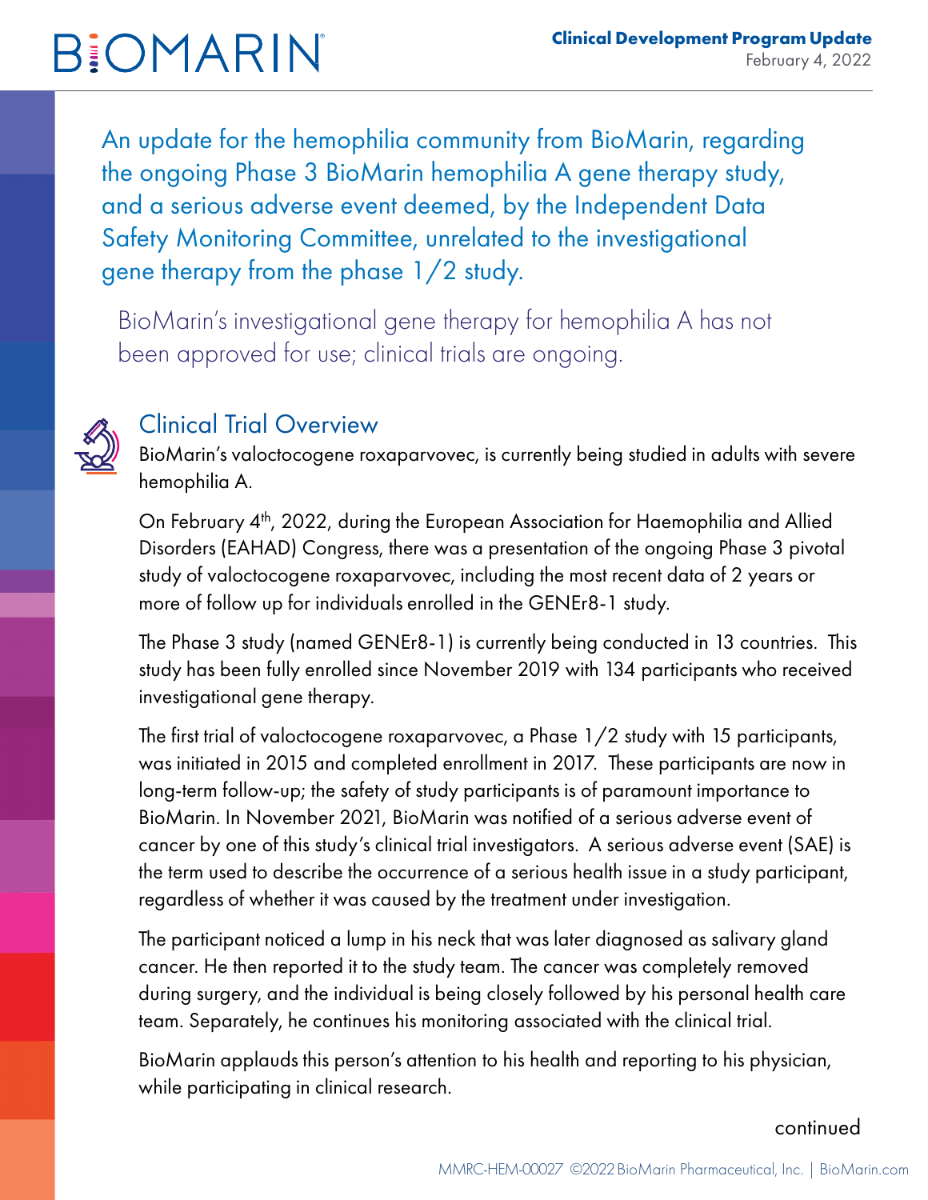BIOMARIN

**Clinical Development Program Update**
February 4, 2022

## An update for the hemophilia community from BioMarin, regarding the ongoing Phase 3 BioMarin hemophilia A gene therapy study, and a serious adverse event deemed, by the Independent Data Safety Monitoring Committee, unrelated to the investigational gene therapy from the phase 1/2 study.

BioMarin's investigational gene therapy for hemophilia A has not been approved for use; clinical trials are ongoing.

### Clinical Trial Overview

BioMarin's valoctocogene roxaparvovec, is currently being studied in adults with severe hemophilia A.

On February 4th, 2022, during the European Association for Haemophilia and Allied Disorders (EAHAD) Congress, there was a presentation of the ongoing Phase 3 pivotal study of valoctocogene roxaparvovec, including the most recent data of 2 years or more of follow up for individuals enrolled in the GENEr8-1 study.

The Phase 3 study (named GENEr8-1) is currently being conducted in 13 countries. This study has been fully enrolled since November 2019 with 134 participants who received investigational gene therapy.

The first trial of valoctocogene roxaparvovec, a Phase 1/2 study with 15 participants, was initiated in 2015 and completed enrollment in 2017. These participants are now in long-term follow-up; the safety of study participants is of paramount importance to BioMarin. In November 2021, BioMarin was notified of a serious adverse event of cancer by one of this study's clinical trial investigators. A serious adverse event (SAE) is the term used to describe the occurrence of a serious health issue in a study participant, regardless of whether it was caused by the treatment under investigation.

The participant noticed a lump in his neck that was later diagnosed as salivary gland cancer. He then reported it to the study team. The cancer was completely removed during surgery, and the individual is being closely followed by his personal health care team. Separately, he continues his monitoring associated with the clinical trial.

BioMarin applauds this person's attention to his health and reporting to his physician, while participating in clinical research.

continued

MMRC-HEM-00027 ©2022 BioMarin Pharmaceutical, Inc. | BioMarin.com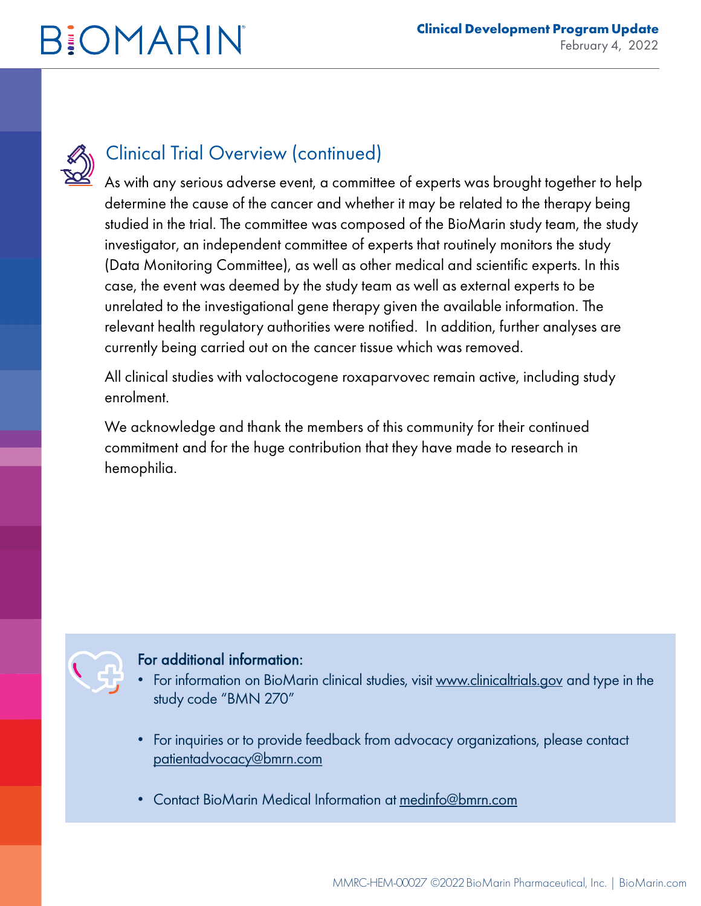## Clinical Trial Overview (continued)

As with any serious adverse event, a committee of experts was brought together to help determine the cause of the cancer and whether it may be related to the therapy being studied in the trial. The committee was composed of the BioMarin study team, the study investigator, an independent committee of experts that routinely monitors the study (Data Monitoring Committee), as well as other medical and scientific experts. In this case, the event was deemed by the study team as well as external experts to be unrelated to the investigational gene therapy given the available information. The relevant health regulatory authorities were notified. In addition, further analyses are currently being carried out on the cancer tissue which was removed.

All clinical studies with valoctocogene roxaparvovec remain active, including study enrolment.

We acknowledge and thank the members of this community for their continued commitment and for the huge contribution that they have made to research in hemophilia.

### For additional information:

- For information on BioMarin clinical studies, visit www.clinicaltrials.gov and type in the study code "BMN 270"
- For inquiries or to provide feedback from advocacy organizations, please contact patientadvocacy@bmrn.com
- Contact BioMarin Medical Information at medinfo@bmrn.com

MMRC-HEM-00027 ©2022 BioMarin Pharmaceutical, Inc. | BioMarin.com